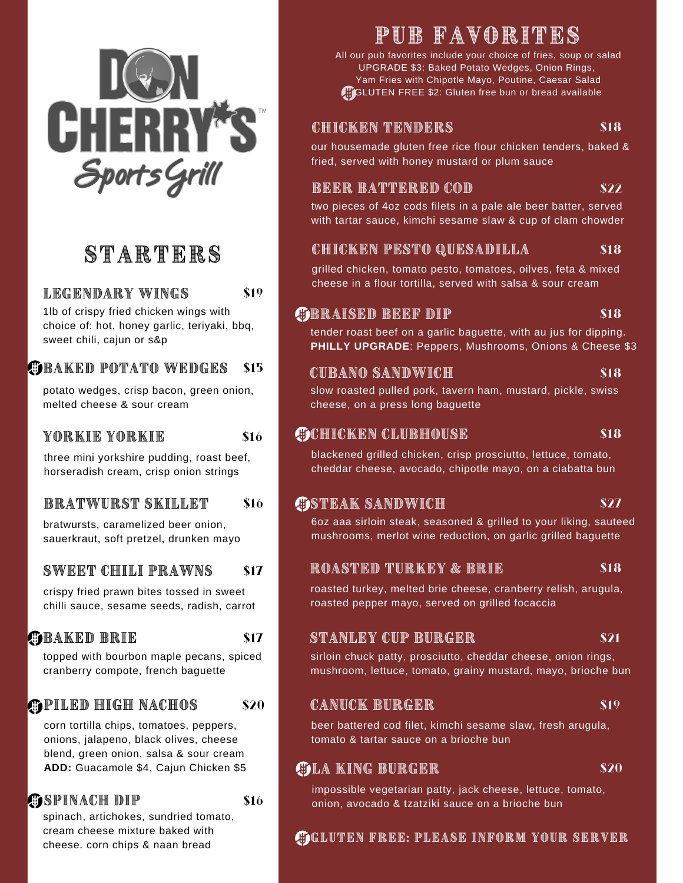# DON CHERRY'S Sports Grill

## STARTERS

### LEGENDARY WINGS — $19
1lb of crispy fried chicken wings with choice of: hot, honey garlic, teriyaki, bbq, sweet chili, cajun or s&p

### BAKED POTATO WEDGES — $15
potato wedges, crisp bacon, green onion, melted cheese & sour cream

### YORKIE YORKIE — $16
three mini yorkshire pudding, roast beef, horseradish cream, crisp onion strings

### BRATWURST SKILLET — $16
bratwursts, caramelized beer onion, sauerkraut, soft pretzel, drunken mayo

### SWEET CHILI PRAWNS — $17
crispy fried prawn bites tossed in sweet chilli sauce, sesame seeds, radish, carrot

### BAKED BRIE — $17
topped with bourbon maple pecans, spiced cranberry compote, french baguette

### PILED HIGH NACHOS — $20
corn tortilla chips, tomatoes, peppers, onions, jalapeno, black olives, cheese blend, green onion, salsa & sour cream
**ADD:** Guacamole $4, Cajun Chicken $5

### SPINACH DIP — $16
spinach, artichokes, sundried tomato, cream cheese mixture baked with cheese. corn chips & naan bread

## PUB FAVORITES

All our pub favorites include your choice of fries, soup or salad
UPGRADE $3: Baked Potato Wedges, Onion Rings, Yam Fries with Chipotle Mayo, Poutine, Caesar Salad
GLUTEN FREE $2: Gluten free bun or bread available

### CHICKEN TENDERS — $18
our housemade gluten free rice flour chicken tenders, baked & fried, served with honey mustard or plum sauce

### BEER BATTERED COD — $22
two pieces of 4oz cods filets in a pale ale beer batter, served with tartar sauce, kimchi sesame slaw & cup of clam chowder

### CHICKEN PESTO QUESADILLA — $18
grilled chicken, tomato pesto, tomatoes, oilves, feta & mixed cheese in a flour tortilla, served with salsa & sour cream

### BRAISED BEEF DIP — $18
tender roast beef on a garlic baguette, with au jus for dipping.
**PHILLY UPGRADE**: Peppers, Mushrooms, Onions & Cheese $3

### CUBANO SANDWICH — $18
slow roasted pulled pork, tavern ham, mustard, pickle, swiss cheese, on a press long baguette

### CHICKEN CLUBHOUSE — $18
blackened grilled chicken, crisp prosciutto, lettuce, tomato, cheddar cheese, avocado, chipotle mayo, on a ciabatta bun

### STEAK SANDWICH — $27
6oz aaa sirloin steak, seasoned & grilled to your liking, sauteed mushrooms, merlot wine reduction, on garlic grilled baguette

### ROASTED TURKEY & BRIE — $18
roasted turkey, melted brie cheese, cranberry relish, arugula, roasted pepper mayo, served on grilled focaccia

### STANLEY CUP BURGER — $21
sirloin chuck patty, prosciutto, cheddar cheese, onion rings, mushroom, lettuce, tomato, grainy mustard, mayo, brioche bun

### CANUCK BURGER — $19
beer battered cod filet, kimchi sesame slaw, fresh arugula, tomato & tartar sauce on a brioche bun

### LA KING BURGER — $20
impossible vegetarian patty, jack cheese, lettuce, tomato, onion, avocado & tzatziki sauce on a brioche bun

**GLUTEN FREE: PLEASE INFORM YOUR SERVER**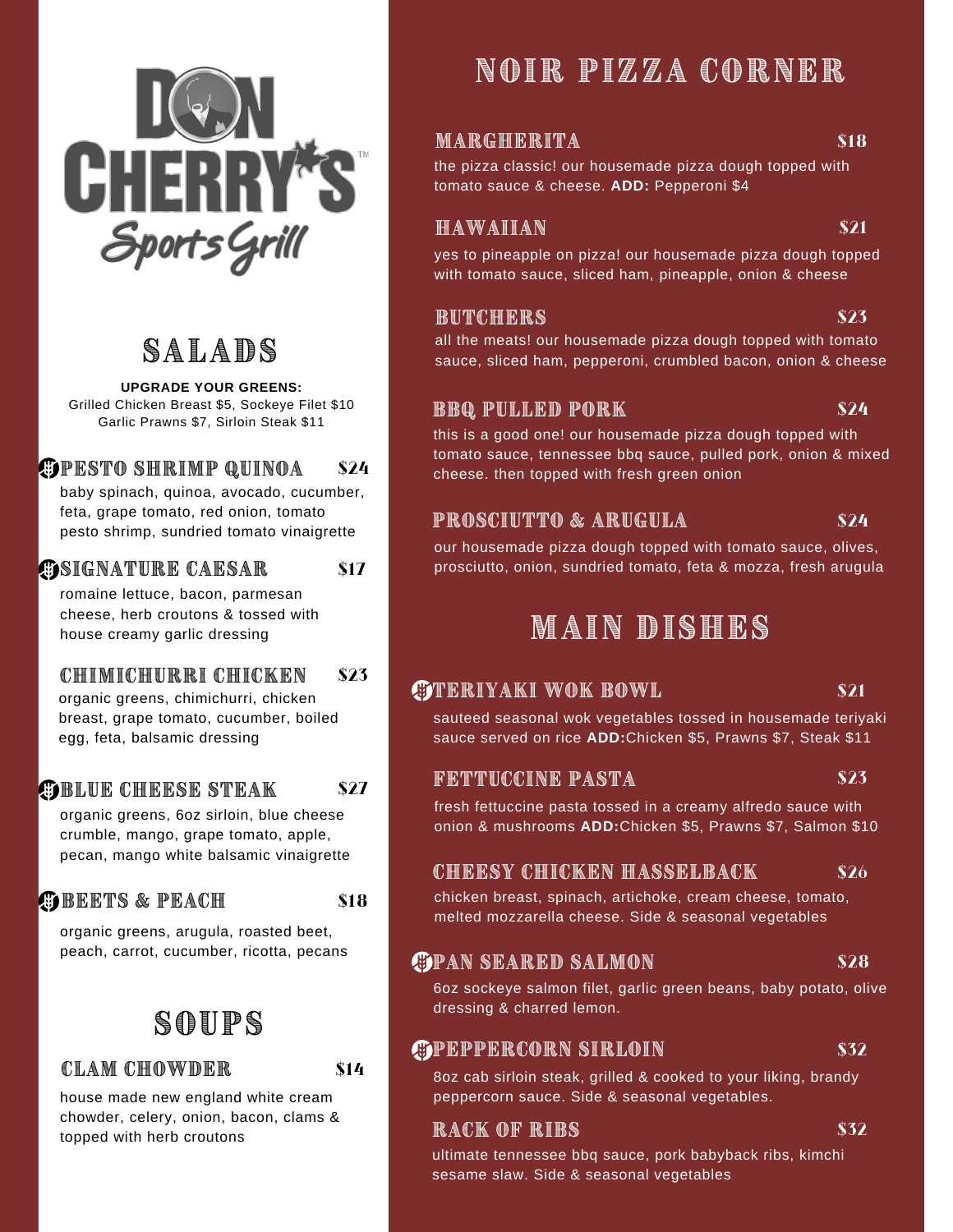DON CHERRY'S™
Sports Grill

## SALADS

**UPGRADE YOUR GREENS:**
Grilled Chicken Breast $5, Sockeye Filet $10
Garlic Prawns $7, Sirloin Steak $11

### PESTO SHRIMP QUINOA $24

baby spinach, quinoa, avocado, cucumber, feta, grape tomato, red onion, tomato pesto shrimp, sundried tomato vinaigrette

### SIGNATURE CAESAR $17

romaine lettuce, bacon, parmesan cheese, herb croutons & tossed with house creamy garlic dressing

### CHIMICHURRI CHICKEN $23

organic greens, chimichurri, chicken breast, grape tomato, cucumber, boiled egg, feta, balsamic dressing

### BLUE CHEESE STEAK $27

organic greens, 6oz sirloin, blue cheese crumble, mango, grape tomato, apple, pecan, mango white balsamic vinaigrette

### BEETS & PEACH $18

organic greens, arugula, roasted beet, peach, carrot, cucumber, ricotta, pecans

## SOUPS

### CLAM CHOWDER $14

house made new england white cream chowder, celery, onion, bacon, clams & topped with herb croutons

## NOIR PIZZA CORNER

### MARGHERITA $18

the pizza classic! our housemade pizza dough topped with tomato sauce & cheese. **ADD:** Pepperoni $4

### HAWAIIAN $21

yes to pineapple on pizza! our housemade pizza dough topped with tomato sauce, sliced ham, pineapple, onion & cheese

### BUTCHERS $23

all the meats! our housemade pizza dough topped with tomato sauce, sliced ham, pepperoni, crumbled bacon, onion & cheese

### BBQ PULLED PORK $24

this is a good one! our housemade pizza dough topped with tomato sauce, tennessee bbq sauce, pulled pork, onion & mixed cheese. then topped with fresh green onion

### PROSCIUTTO & ARUGULA $24

our housemade pizza dough topped with tomato sauce, olives, prosciutto, onion, sundried tomato, feta & mozza, fresh arugula

## MAIN DISHES

### TERIYAKI WOK BOWL $21

sauteed seasonal wok vegetables tossed in housemade teriyaki sauce served on rice **ADD:**Chicken $5, Prawns $7, Steak $11

### FETTUCCINE PASTA $23

fresh fettuccine pasta tossed in a creamy alfredo sauce with onion & mushrooms **ADD:**Chicken $5, Prawns $7, Salmon $10

### CHEESY CHICKEN HASSELBACK $26

chicken breast, spinach, artichoke, cream cheese, tomato, melted mozzarella cheese. Side & seasonal vegetables

### PAN SEARED SALMON $28

6oz sockeye salmon filet, garlic green beans, baby potato, olive dressing & charred lemon.

### PEPPERCORN SIRLOIN $32

8oz cab sirloin steak, grilled & cooked to your liking, brandy peppercorn sauce. Side & seasonal vegetables.

### RACK OF RIBS $32

ultimate tennessee bbq sauce, pork babyback ribs, kimchi sesame slaw. Side & seasonal vegetables